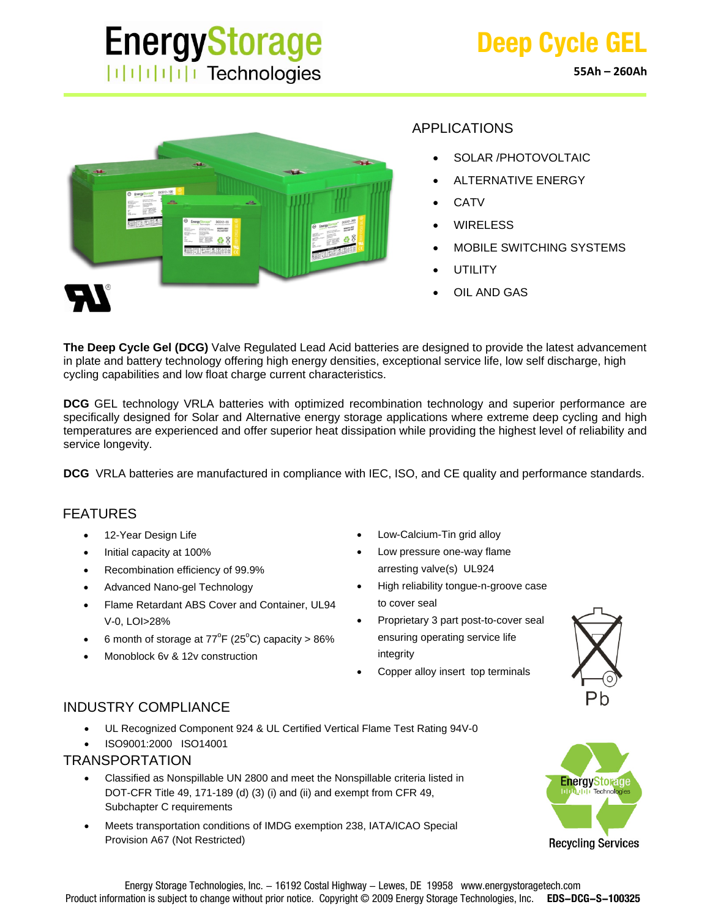# EnergyStorage Technologies

## Deep Cycle GEL

**55Ah – 260Ah**

## APPLICATIONS

- SOLAR /PHOTOVOLTAIC
- ALTERNATIVE ENERGY
- CATV
- WIRELESS
- MOBILE SWITCHING SYSTEMS
- UTILITY
- OIL AND GAS

**The Deep Cycle Gel (DCG)** Valve Regulated Lead Acid batteries are designed to provide the latest advancement in plate and battery technology offering high energy densities, exceptional service life, low self discharge, high cycling capabilities and low float charge current characteristics.

**DCG** GEL technology VRLA batteries with optimized recombination technology and superior performance are specifically designed for Solar and Alternative energy storage applications where extreme deep cycling and high temperatures are experienced and offer superior heat dissipation while providing the highest level of reliability and service longevity.

**DCG** VRLA batteries are manufactured in compliance with IEC, ISO, and CE quality and performance standards.

## FEATURES

- 12-Year Design Life
- Initial capacity at 100%
- Recombination efficiency of 99.9%
- Advanced Nano-gel Technology
- Flame Retardant ABS Cover and Container, UL94 V-0, LOI>28%
- 6 month of storage at 77°F (25°C) capacity > 86%
- Monoblock 6v & 12v construction
- Low-Calcium-Tin grid alloy
- Low pressure one-way flame arresting valve(s) UL924
- High reliability tongue-n-groove case to cover seal
- Proprietary 3 part post-to-cover seal ensuring operating service life integrity
- Copper alloy insert top terminals

## INDUSTRY COMPLIANCE

- UL Recognized Component 924 & UL Certified Vertical Flame Test Rating 94V-0
- ISO9001:2000 ISO14001

## TRANSPORTATION

- Classified as Nonspillable UN 2800 and meet the Nonspillable criteria listed in DOT-CFR Title 49, 171-189 (d) (3) (i) and (ii) and exempt from CFR 49, Subchapter C requirements
- Meets transportation conditions of IMDG exemption 238, IATA/ICAO Special Provision A67 (Not Restricted)

Pb

EnergyStorage Technologies Recycling Services

Energy Storage Technologies, Inc. – 16192 Costal Highway – Lewes, DE 19958 www.energystoragetech.com
Product information is subject to change without prior notice. Copyright © 2009 Energy Storage Technologies, Inc. **EDS–DCG–S–100325**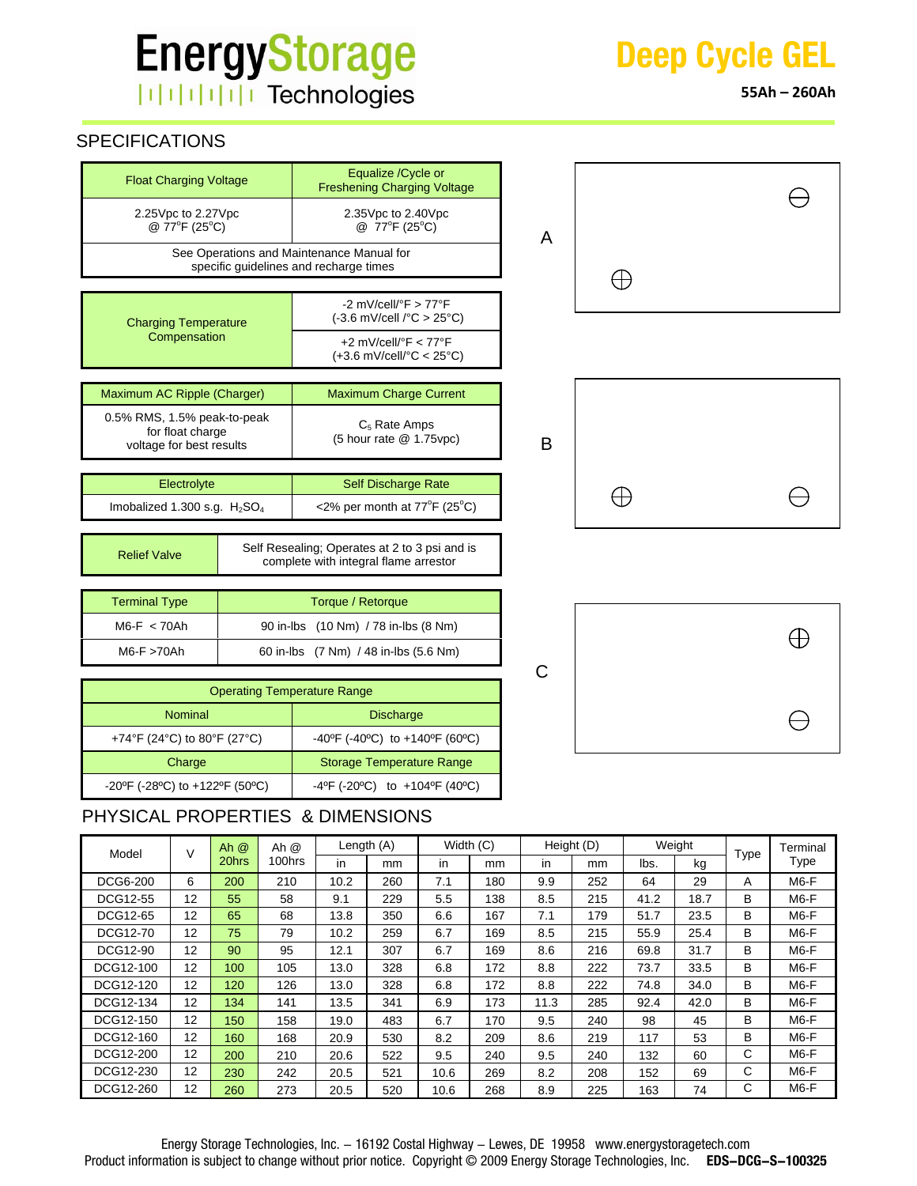# EnergyStorage Technologies

## Deep Cycle GEL

**55Ah – 260Ah**

## SPECIFICATIONS

| Float Charging Voltage | Equalize /Cycle or Freshening Charging Voltage |
|---|---|
| 2.25Vpc to 2.27Vpc @ 77°F (25°C) | 2.35Vpc to 2.40Vpc @ 77°F (25°C) |
| See Operations and Maintenance Manual for specific guidelines and recharge times | |

| Charging Temperature Compensation | |
|---|---|
| | -2 mV/cell/°F > 77°F (-3.6 mV/cell /°C > 25°C) |
| | +2 mV/cell/°F < 77°F (+3.6 mV/cell/°C < 25°C) |

| Maximum AC Ripple (Charger) | Maximum Charge Current |
|---|---|
| 0.5% RMS, 1.5% peak-to-peak for float charge voltage for best results | $C_5$ Rate Amps (5 hour rate @ 1.75vpc) |

| Electrolyte | Self Discharge Rate |
|---|---|
| Imobalized 1.300 s.g. $H_2SO_4$ | <2% per month at 77°F (25°C) |

| Relief Valve | Self Resealing; Operates at 2 to 3 psi and is complete with integral flame arrestor |
|---|---|

| Terminal Type | Torque / Retorque |
|---|---|
| M6-F < 70Ah | 90 in-lbs (10 Nm) / 78 in-lbs (8 Nm) |
| M6-F >70Ah | 60 in-lbs (7 Nm) / 48 in-lbs (5.6 Nm) |

| Operating Temperature Range | |
|---|---|
| Nominal | Discharge |
| +74°F (24°C) to 80°F (27°C) | -40ºF (-40ºC) to +140ºF (60ºC) |
| Charge | Storage Temperature Range |
| -20ºF (-28ºC) to +122ºF (50ºC) | -4ºF (-20ºC) to +104ºF (40ºC) |

A

B

C

## PHYSICAL PROPERTIES & DIMENSIONS

| Model | V | Ah @ 20hrs | Ah @ 100hrs | Length (A) | | Width (C) | | Height (D) | | Weight | | Type | Terminal Type |
|---|---|---|---|---|---|---|---|---|---|---|---|---|---|
| | | | | in | mm | in | mm | in | mm | lbs. | kg | | |
| DCG6-200 | 6 | 200 | 210 | 10.2 | 260 | 7.1 | 180 | 9.9 | 252 | 64 | 29 | A | M6-F |
| DCG12-55 | 12 | 55 | 58 | 9.1 | 229 | 5.5 | 138 | 8.5 | 215 | 41.2 | 18.7 | B | M6-F |
| DCG12-65 | 12 | 65 | 68 | 13.8 | 350 | 6.6 | 167 | 7.1 | 179 | 51.7 | 23.5 | B | M6-F |
| DCG12-70 | 12 | 75 | 79 | 10.2 | 259 | 6.7 | 169 | 8.5 | 215 | 55.9 | 25.4 | B | M6-F |
| DCG12-90 | 12 | 90 | 95 | 12.1 | 307 | 6.7 | 169 | 8.6 | 216 | 69.8 | 31.7 | B | M6-F |
| DCG12-100 | 12 | 100 | 105 | 13.0 | 328 | 6.8 | 172 | 8.8 | 222 | 73.7 | 33.5 | B | M6-F |
| DCG12-120 | 12 | 120 | 126 | 13.0 | 328 | 6.8 | 172 | 8.8 | 222 | 74.8 | 34.0 | B | M6-F |
| DCG12-134 | 12 | 134 | 141 | 13.5 | 341 | 6.9 | 173 | 11.3 | 285 | 92.4 | 42.0 | B | M6-F |
| DCG12-150 | 12 | 150 | 158 | 19.0 | 483 | 6.7 | 170 | 9.5 | 240 | 98 | 45 | B | M6-F |
| DCG12-160 | 12 | 160 | 168 | 20.9 | 530 | 8.2 | 209 | 8.6 | 219 | 117 | 53 | B | M6-F |
| DCG12-200 | 12 | 200 | 210 | 20.6 | 522 | 9.5 | 240 | 9.5 | 240 | 132 | 60 | C | M6-F |
| DCG12-230 | 12 | 230 | 242 | 20.5 | 521 | 10.6 | 269 | 8.2 | 208 | 152 | 69 | C | M6-F |
| DCG12-260 | 12 | 260 | 273 | 20.5 | 520 | 10.6 | 268 | 8.9 | 225 | 163 | 74 | C | M6-F |

Energy Storage Technologies, Inc. – 16192 Costal Highway – Lewes, DE 19958 www.energystoragetech.com
Product information is subject to change without prior notice. Copyright © 2009 Energy Storage Technologies, Inc. **EDS–DCG–S–100325**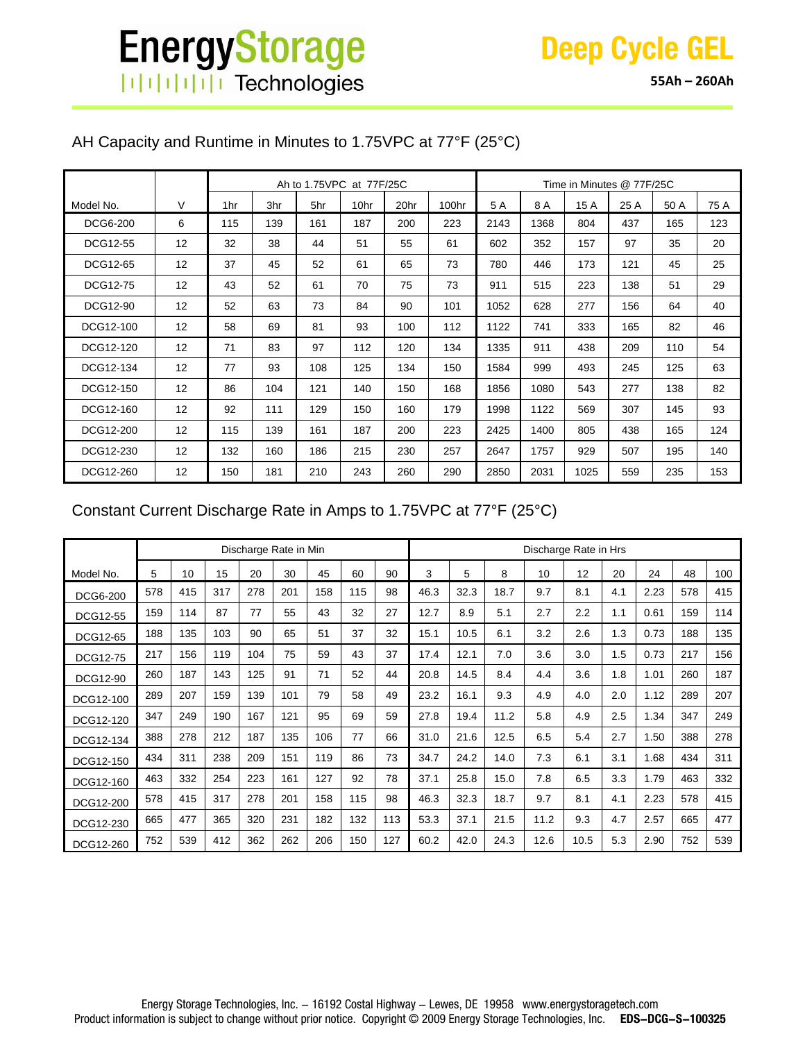EnergyStorage Technologies

# Deep Cycle GEL

**55Ah – 260Ah**

## AH Capacity and Runtime in Minutes to 1.75VPC at 77°F (25°C)

| | | Ah to 1.75VPC at 77F/25C | | | | | | Time in Minutes @ 77F/25C | | | | | |
|---|---|---|---|---|---|---|---|---|---|---|---|---|---|
| Model No. | V | 1hr | 3hr | 5hr | 10hr | 20hr | 100hr | 5 A | 8 A | 15 A | 25 A | 50 A | 75 A |
| DCG6-200 | 6 | 115 | 139 | 161 | 187 | 200 | 223 | 2143 | 1368 | 804 | 437 | 165 | 123 |
| DCG12-55 | 12 | 32 | 38 | 44 | 51 | 55 | 61 | 602 | 352 | 157 | 97 | 35 | 20 |
| DCG12-65 | 12 | 37 | 45 | 52 | 61 | 65 | 73 | 780 | 446 | 173 | 121 | 45 | 25 |
| DCG12-75 | 12 | 43 | 52 | 61 | 70 | 75 | 73 | 911 | 515 | 223 | 138 | 51 | 29 |
| DCG12-90 | 12 | 52 | 63 | 73 | 84 | 90 | 101 | 1052 | 628 | 277 | 156 | 64 | 40 |
| DCG12-100 | 12 | 58 | 69 | 81 | 93 | 100 | 112 | 1122 | 741 | 333 | 165 | 82 | 46 |
| DCG12-120 | 12 | 71 | 83 | 97 | 112 | 120 | 134 | 1335 | 911 | 438 | 209 | 110 | 54 |
| DCG12-134 | 12 | 77 | 93 | 108 | 125 | 134 | 150 | 1584 | 999 | 493 | 245 | 125 | 63 |
| DCG12-150 | 12 | 86 | 104 | 121 | 140 | 150 | 168 | 1856 | 1080 | 543 | 277 | 138 | 82 |
| DCG12-160 | 12 | 92 | 111 | 129 | 150 | 160 | 179 | 1998 | 1122 | 569 | 307 | 145 | 93 |
| DCG12-200 | 12 | 115 | 139 | 161 | 187 | 200 | 223 | 2425 | 1400 | 805 | 438 | 165 | 124 |
| DCG12-230 | 12 | 132 | 160 | 186 | 215 | 230 | 257 | 2647 | 1757 | 929 | 507 | 195 | 140 |
| DCG12-260 | 12 | 150 | 181 | 210 | 243 | 260 | 290 | 2850 | 2031 | 1025 | 559 | 235 | 153 |

## Constant Current Discharge Rate in Amps to 1.75VPC at 77°F (25°C)

| | Discharge Rate in Min | | | | | | | | Discharge Rate in Hrs | | | | | | | | |
|---|---|---|---|---|---|---|---|---|---|---|---|---|---|---|---|---|---|
| Model No. | 5 | 10 | 15 | 20 | 30 | 45 | 60 | 90 | 3 | 5 | 8 | 10 | 12 | 20 | 24 | 48 | 100 |
| DCG6-200 | 578 | 415 | 317 | 278 | 201 | 158 | 115 | 98 | 46.3 | 32.3 | 18.7 | 9.7 | 8.1 | 4.1 | 2.23 | 578 | 415 |
| DCG12-55 | 159 | 114 | 87 | 77 | 55 | 43 | 32 | 27 | 12.7 | 8.9 | 5.1 | 2.7 | 2.2 | 1.1 | 0.61 | 159 | 114 |
| DCG12-65 | 188 | 135 | 103 | 90 | 65 | 51 | 37 | 32 | 15.1 | 10.5 | 6.1 | 3.2 | 2.6 | 1.3 | 0.73 | 188 | 135 |
| DCG12-75 | 217 | 156 | 119 | 104 | 75 | 59 | 43 | 37 | 17.4 | 12.1 | 7.0 | 3.6 | 3.0 | 1.5 | 0.73 | 217 | 156 |
| DCG12-90 | 260 | 187 | 143 | 125 | 91 | 71 | 52 | 44 | 20.8 | 14.5 | 8.4 | 4.4 | 3.6 | 1.8 | 1.01 | 260 | 187 |
| DCG12-100 | 289 | 207 | 159 | 139 | 101 | 79 | 58 | 49 | 23.2 | 16.1 | 9.3 | 4.9 | 4.0 | 2.0 | 1.12 | 289 | 207 |
| DCG12-120 | 347 | 249 | 190 | 167 | 121 | 95 | 69 | 59 | 27.8 | 19.4 | 11.2 | 5.8 | 4.9 | 2.5 | 1.34 | 347 | 249 |
| DCG12-134 | 388 | 278 | 212 | 187 | 135 | 106 | 77 | 66 | 31.0 | 21.6 | 12.5 | 6.5 | 5.4 | 2.7 | 1.50 | 388 | 278 |
| DCG12-150 | 434 | 311 | 238 | 209 | 151 | 119 | 86 | 73 | 34.7 | 24.2 | 14.0 | 7.3 | 6.1 | 3.1 | 1.68 | 434 | 311 |
| DCG12-160 | 463 | 332 | 254 | 223 | 161 | 127 | 92 | 78 | 37.1 | 25.8 | 15.0 | 7.8 | 6.5 | 3.3 | 1.79 | 463 | 332 |
| DCG12-200 | 578 | 415 | 317 | 278 | 201 | 158 | 115 | 98 | 46.3 | 32.3 | 18.7 | 9.7 | 8.1 | 4.1 | 2.23 | 578 | 415 |
| DCG12-230 | 665 | 477 | 365 | 320 | 231 | 182 | 132 | 113 | 53.3 | 37.1 | 21.5 | 11.2 | 9.3 | 4.7 | 2.57 | 665 | 477 |
| DCG12-260 | 752 | 539 | 412 | 362 | 262 | 206 | 150 | 127 | 60.2 | 42.0 | 24.3 | 12.6 | 10.5 | 5.3 | 2.90 | 752 | 539 |

Energy Storage Technologies, Inc. – 16192 Costal Highway – Lewes, DE 19958 www.energystoragetech.com
Product information is subject to change without prior notice. Copyright © 2009 Energy Storage Technologies, Inc. **EDS–DCG–S–100325**